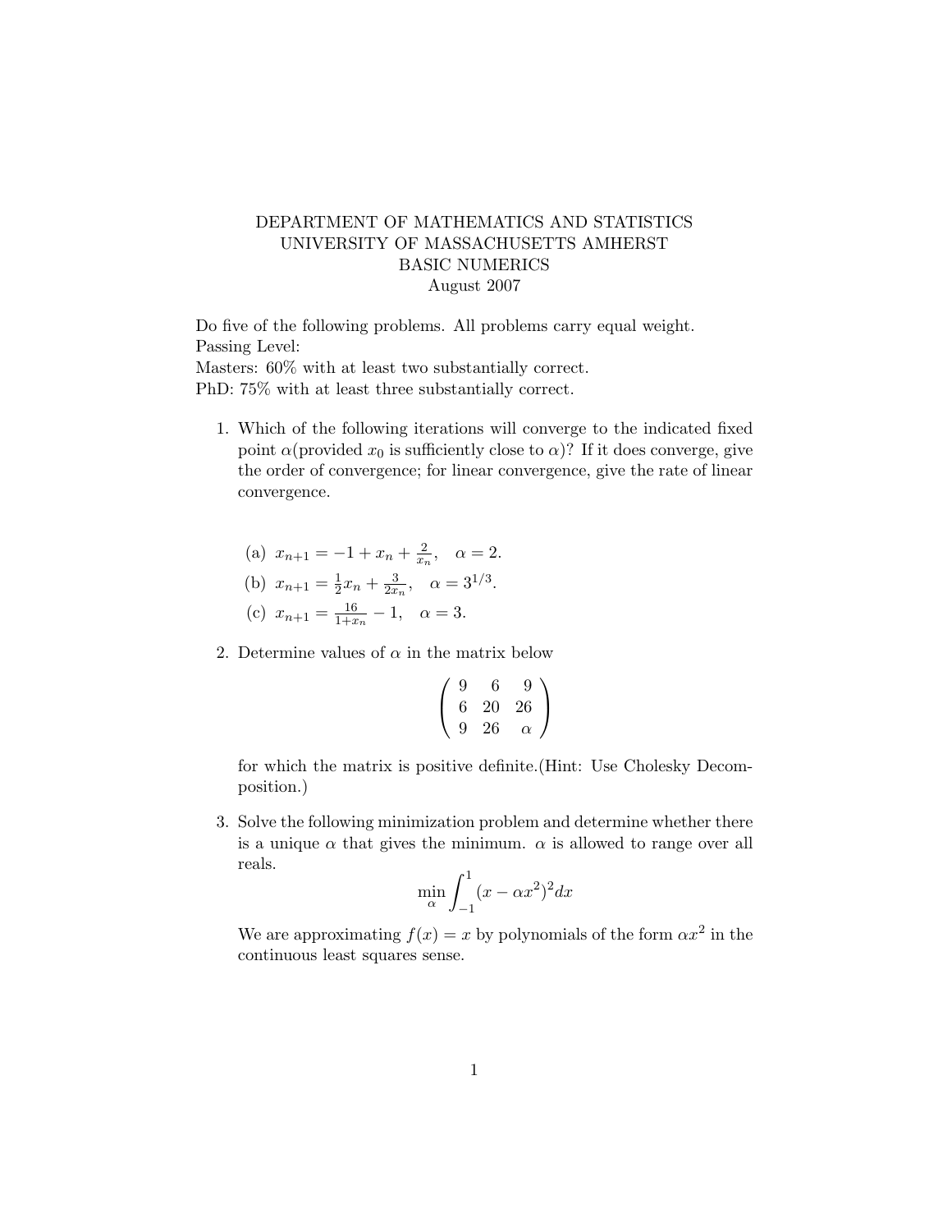# DEPARTMENT OF MATHEMATICS AND STATISTICS
# UNIVERSITY OF MASSACHUSETTS AMHERST
# BASIC NUMERICS
# August 2007

Do five of the following problems. All problems carry equal weight.
Passing Level:
Masters: 60% with at least two substantially correct.
PhD: 75% with at least three substantially correct.

1. Which of the following iterations will converge to the indicated fixed point $\alpha$(provided $x_0$ is sufficiently close to $\alpha$)? If it does converge, give the order of convergence; for linear convergence, give the rate of linear convergence.

   (a) $x_{n+1} = -1 + x_n + \frac{2}{x_n}, \quad \alpha = 2.$

   (b) $x_{n+1} = \frac{1}{2}x_n + \frac{3}{2x_n}, \quad \alpha = 3^{1/3}.$

   (c) $x_{n+1} = \frac{16}{1+x_n} - 1, \quad \alpha = 3.$

2. Determine values of $\alpha$ in the matrix below

$$\begin{pmatrix} 9 & 6 & 9 \\ 6 & 20 & 26 \\ 9 & 26 & \alpha \end{pmatrix}$$

   for which the matrix is positive definite.(Hint: Use Cholesky Decomposition.)

3. Solve the following minimization problem and determine whether there is a unique $\alpha$ that gives the minimum. $\alpha$ is allowed to range over all reals.

$$\min_{\alpha} \int_{-1}^{1} (x - \alpha x^2)^2 dx$$

   We are approximating $f(x) = x$ by polynomials of the form $\alpha x^2$ in the continuous least squares sense.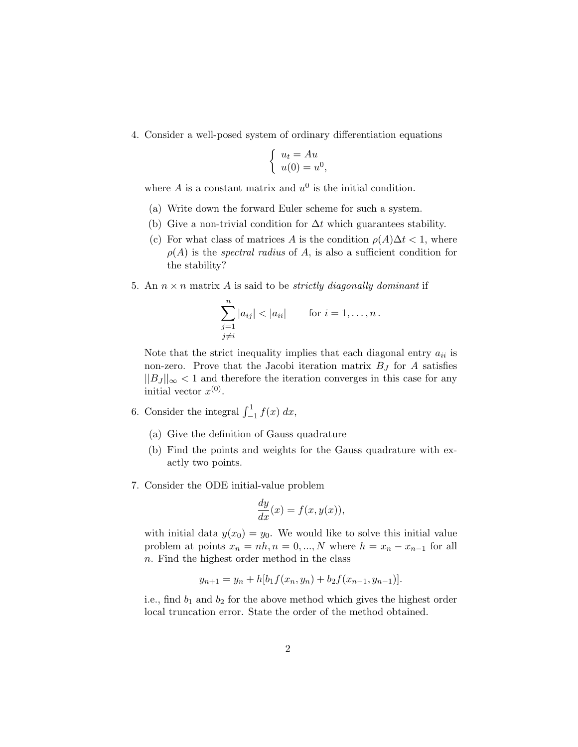4. Consider a well-posed system of ordinary differentiation equations

$$\begin{cases} u_t = Au \\ u(0) = u^0, \end{cases}$$

where $A$ is a constant matrix and $u^0$ is the initial condition.

   (a) Write down the forward Euler scheme for such a system.

   (b) Give a non-trivial condition for $\Delta t$ which guarantees stability.

   (c) For what class of matrices $A$ is the condition $\rho(A)\Delta t < 1$, where $\rho(A)$ is the *spectral radius* of $A$, is also a sufficient condition for the stability?

5. An $n \times n$ matrix $A$ is said to be *strictly diagonally dominant* if

$$\sum_{\substack{j=1 \\ j \neq i}}^{n} |a_{ij}| < |a_{ii}| \qquad \text{for } i = 1, \ldots, n \, .$$

Note that the strict inequality implies that each diagonal entry $a_{ii}$ is non-zero. Prove that the Jacobi iteration matrix $B_J$ for $A$ satisfies $||B_J||_\infty < 1$ and therefore the iteration converges in this case for any initial vector $x^{(0)}$.

6. Consider the integral $\int_{-1}^{1} f(x)\, dx$,

   (a) Give the definition of Gauss quadrature

   (b) Find the points and weights for the Gauss quadrature with exactly two points.

7. Consider the ODE initial-value problem

$$\frac{dy}{dx}(x) = f(x, y(x)),$$

with initial data $y(x_0) = y_0$. We would like to solve this initial value problem at points $x_n = nh, n = 0, ..., N$ where $h = x_n - x_{n-1}$ for all $n$. Find the highest order method in the class

$$y_{n+1} = y_n + h[b_1 f(x_n, y_n) + b_2 f(x_{n-1}, y_{n-1})].$$

i.e., find $b_1$ and $b_2$ for the above method which gives the highest order local truncation error. State the order of the method obtained.